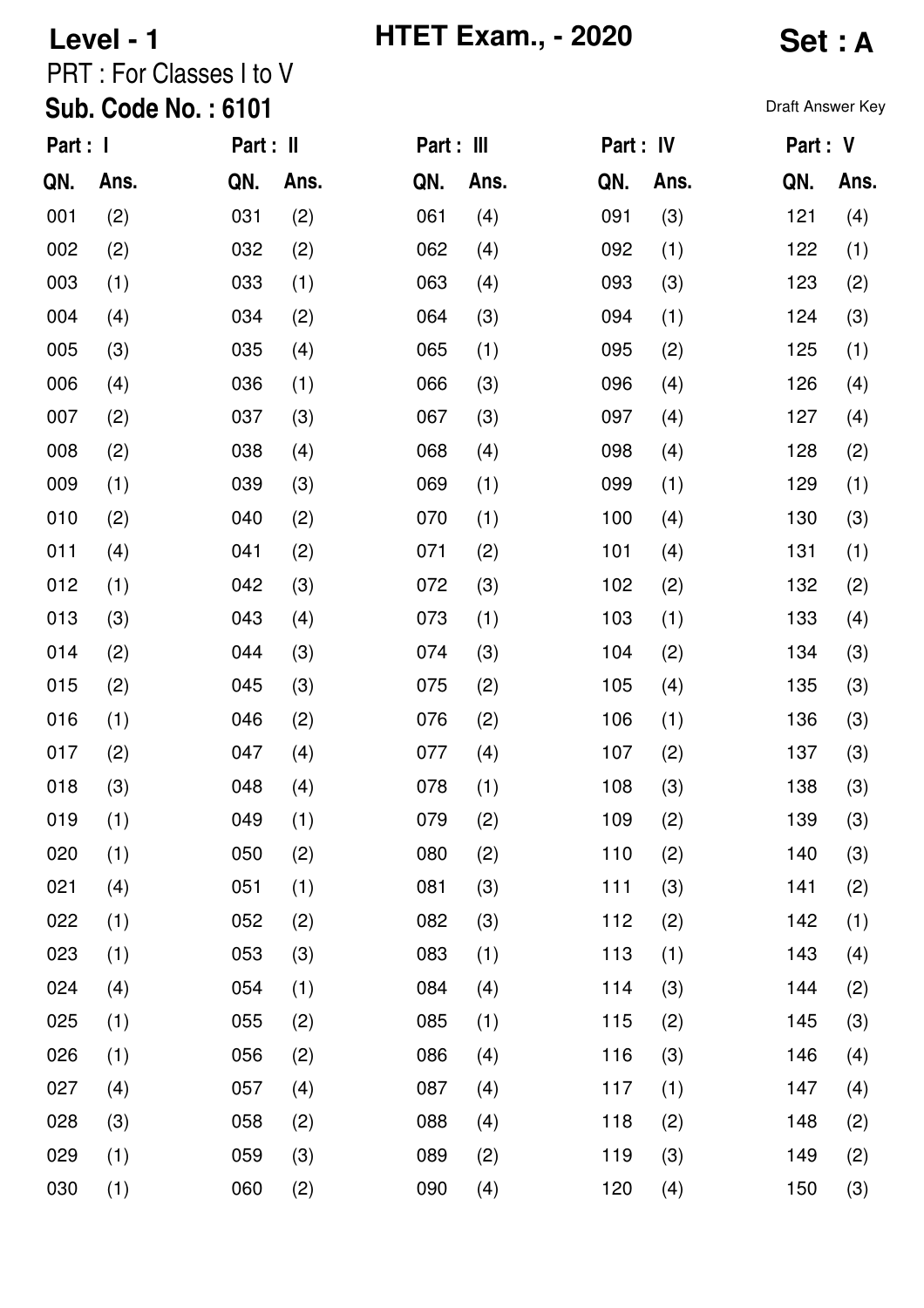**Level - 1** **HTET Exam., - 2020** **Set : A**

PRT : For Classes I to V

**Sub. Code No. : 6101**

Draft Answer Key

| Part : I | | Part : II | | Part : III | | Part : IV | | Part : V | |
|---|---|---|---|---|---|---|---|---|---|
| **QN.** | **Ans.** | **QN.** | **Ans.** | **QN.** | **Ans.** | **QN.** | **Ans.** | **QN.** | **Ans.** |
| 001 | (2) | 031 | (2) | 061 | (4) | 091 | (3) | 121 | (4) |
| 002 | (2) | 032 | (2) | 062 | (4) | 092 | (1) | 122 | (1) |
| 003 | (1) | 033 | (1) | 063 | (4) | 093 | (3) | 123 | (2) |
| 004 | (4) | 034 | (2) | 064 | (3) | 094 | (1) | 124 | (3) |
| 005 | (3) | 035 | (4) | 065 | (1) | 095 | (2) | 125 | (1) |
| 006 | (4) | 036 | (1) | 066 | (3) | 096 | (4) | 126 | (4) |
| 007 | (2) | 037 | (3) | 067 | (3) | 097 | (4) | 127 | (4) |
| 008 | (2) | 038 | (4) | 068 | (4) | 098 | (4) | 128 | (2) |
| 009 | (1) | 039 | (3) | 069 | (1) | 099 | (1) | 129 | (1) |
| 010 | (2) | 040 | (2) | 070 | (1) | 100 | (4) | 130 | (3) |
| 011 | (4) | 041 | (2) | 071 | (2) | 101 | (4) | 131 | (1) |
| 012 | (1) | 042 | (3) | 072 | (3) | 102 | (2) | 132 | (2) |
| 013 | (3) | 043 | (4) | 073 | (1) | 103 | (1) | 133 | (4) |
| 014 | (2) | 044 | (3) | 074 | (3) | 104 | (2) | 134 | (3) |
| 015 | (2) | 045 | (3) | 075 | (2) | 105 | (4) | 135 | (3) |
| 016 | (1) | 046 | (2) | 076 | (2) | 106 | (1) | 136 | (3) |
| 017 | (2) | 047 | (4) | 077 | (4) | 107 | (2) | 137 | (3) |
| 018 | (3) | 048 | (4) | 078 | (1) | 108 | (3) | 138 | (3) |
| 019 | (1) | 049 | (1) | 079 | (2) | 109 | (2) | 139 | (3) |
| 020 | (1) | 050 | (2) | 080 | (2) | 110 | (2) | 140 | (3) |
| 021 | (4) | 051 | (1) | 081 | (3) | 111 | (3) | 141 | (2) |
| 022 | (1) | 052 | (2) | 082 | (3) | 112 | (2) | 142 | (1) |
| 023 | (1) | 053 | (3) | 083 | (1) | 113 | (1) | 143 | (4) |
| 024 | (4) | 054 | (1) | 084 | (4) | 114 | (3) | 144 | (2) |
| 025 | (1) | 055 | (2) | 085 | (1) | 115 | (2) | 145 | (3) |
| 026 | (1) | 056 | (2) | 086 | (4) | 116 | (3) | 146 | (4) |
| 027 | (4) | 057 | (4) | 087 | (4) | 117 | (1) | 147 | (4) |
| 028 | (3) | 058 | (2) | 088 | (4) | 118 | (2) | 148 | (2) |
| 029 | (1) | 059 | (3) | 089 | (2) | 119 | (3) | 149 | (2) |
| 030 | (1) | 060 | (2) | 090 | (4) | 120 | (4) | 150 | (3) |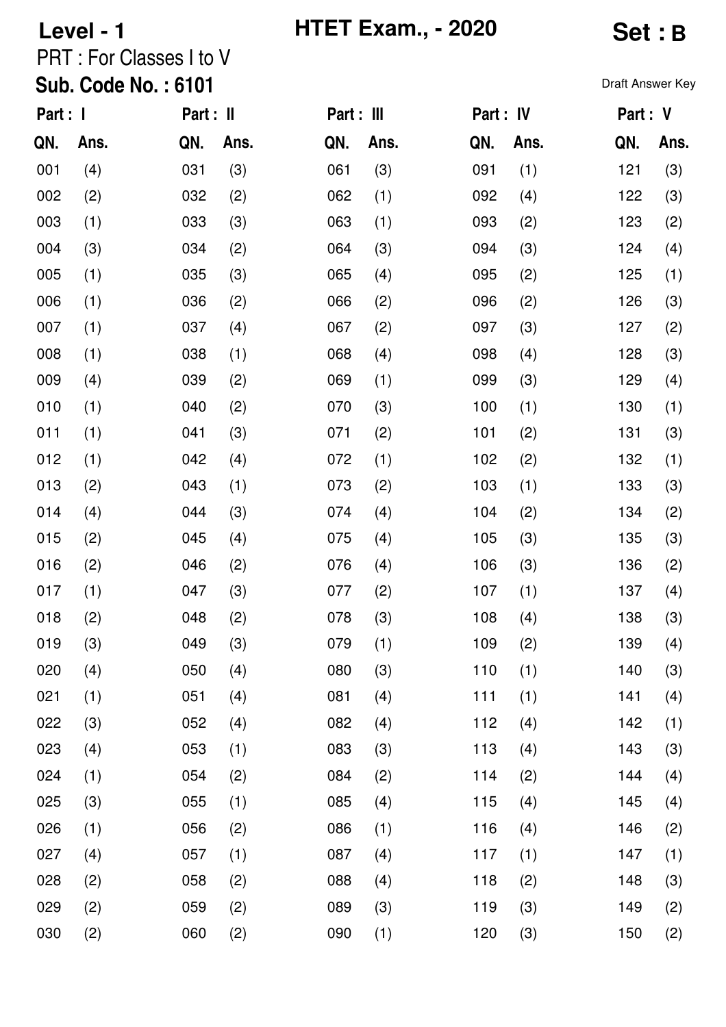**Level - 1** **HTET Exam., - 2020** **Set : B**

PRT : For Classes I to V

**Sub. Code No. : 6101**

Draft Answer Key

| Part : I | | Part : II | | Part : III | | Part : IV | | Part : V | |
|---|---|---|---|---|---|---|---|---|---|
| **QN.** | **Ans.** | **QN.** | **Ans.** | **QN.** | **Ans.** | **QN.** | **Ans.** | **QN.** | **Ans.** |
| 001 | (4) | 031 | (3) | 061 | (3) | 091 | (1) | 121 | (3) |
| 002 | (2) | 032 | (2) | 062 | (1) | 092 | (4) | 122 | (3) |
| 003 | (1) | 033 | (3) | 063 | (1) | 093 | (2) | 123 | (2) |
| 004 | (3) | 034 | (2) | 064 | (3) | 094 | (3) | 124 | (4) |
| 005 | (1) | 035 | (3) | 065 | (4) | 095 | (2) | 125 | (1) |
| 006 | (1) | 036 | (2) | 066 | (2) | 096 | (2) | 126 | (3) |
| 007 | (1) | 037 | (4) | 067 | (2) | 097 | (3) | 127 | (2) |
| 008 | (1) | 038 | (1) | 068 | (4) | 098 | (4) | 128 | (3) |
| 009 | (4) | 039 | (2) | 069 | (1) | 099 | (3) | 129 | (4) |
| 010 | (1) | 040 | (2) | 070 | (3) | 100 | (1) | 130 | (1) |
| 011 | (1) | 041 | (3) | 071 | (2) | 101 | (2) | 131 | (3) |
| 012 | (1) | 042 | (4) | 072 | (1) | 102 | (2) | 132 | (1) |
| 013 | (2) | 043 | (1) | 073 | (2) | 103 | (1) | 133 | (3) |
| 014 | (4) | 044 | (3) | 074 | (4) | 104 | (2) | 134 | (2) |
| 015 | (2) | 045 | (4) | 075 | (4) | 105 | (3) | 135 | (3) |
| 016 | (2) | 046 | (2) | 076 | (4) | 106 | (3) | 136 | (2) |
| 017 | (1) | 047 | (3) | 077 | (2) | 107 | (1) | 137 | (4) |
| 018 | (2) | 048 | (2) | 078 | (3) | 108 | (4) | 138 | (3) |
| 019 | (3) | 049 | (3) | 079 | (1) | 109 | (2) | 139 | (4) |
| 020 | (4) | 050 | (4) | 080 | (3) | 110 | (1) | 140 | (3) |
| 021 | (1) | 051 | (4) | 081 | (4) | 111 | (1) | 141 | (4) |
| 022 | (3) | 052 | (4) | 082 | (4) | 112 | (4) | 142 | (1) |
| 023 | (4) | 053 | (1) | 083 | (3) | 113 | (4) | 143 | (3) |
| 024 | (1) | 054 | (2) | 084 | (2) | 114 | (2) | 144 | (4) |
| 025 | (3) | 055 | (1) | 085 | (4) | 115 | (4) | 145 | (4) |
| 026 | (1) | 056 | (2) | 086 | (1) | 116 | (4) | 146 | (2) |
| 027 | (4) | 057 | (1) | 087 | (4) | 117 | (1) | 147 | (1) |
| 028 | (2) | 058 | (2) | 088 | (4) | 118 | (2) | 148 | (3) |
| 029 | (2) | 059 | (2) | 089 | (3) | 119 | (3) | 149 | (2) |
| 030 | (2) | 060 | (2) | 090 | (1) | 120 | (3) | 150 | (2) |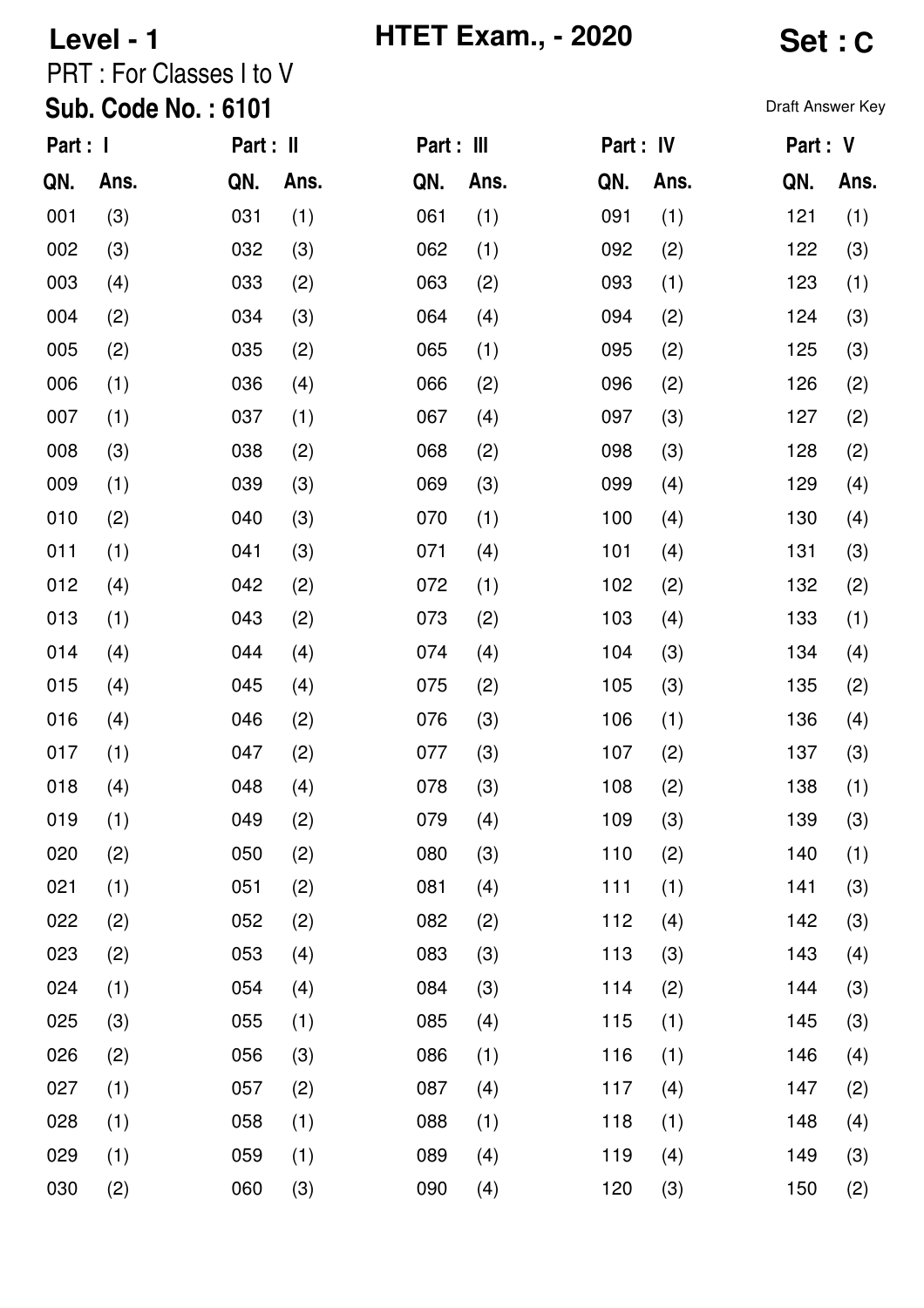**Level - 1** **HTET Exam., - 2020** **Set : C**

PRT : For Classes I to V

**Sub. Code No. : 6101**

Draft Answer Key

| Part : I | | Part : II | | Part : III | | Part : IV | | Part : V | |
|---|---|---|---|---|---|---|---|---|---|
| **QN.** | **Ans.** | **QN.** | **Ans.** | **QN.** | **Ans.** | **QN.** | **Ans.** | **QN.** | **Ans.** |
| 001 | (3) | 031 | (1) | 061 | (1) | 091 | (1) | 121 | (1) |
| 002 | (3) | 032 | (3) | 062 | (1) | 092 | (2) | 122 | (3) |
| 003 | (4) | 033 | (2) | 063 | (2) | 093 | (1) | 123 | (1) |
| 004 | (2) | 034 | (3) | 064 | (4) | 094 | (2) | 124 | (3) |
| 005 | (2) | 035 | (2) | 065 | (1) | 095 | (2) | 125 | (3) |
| 006 | (1) | 036 | (4) | 066 | (2) | 096 | (2) | 126 | (2) |
| 007 | (1) | 037 | (1) | 067 | (4) | 097 | (3) | 127 | (2) |
| 008 | (3) | 038 | (2) | 068 | (2) | 098 | (3) | 128 | (2) |
| 009 | (1) | 039 | (3) | 069 | (3) | 099 | (4) | 129 | (4) |
| 010 | (2) | 040 | (3) | 070 | (1) | 100 | (4) | 130 | (4) |
| 011 | (1) | 041 | (3) | 071 | (4) | 101 | (4) | 131 | (3) |
| 012 | (4) | 042 | (2) | 072 | (1) | 102 | (2) | 132 | (2) |
| 013 | (1) | 043 | (2) | 073 | (2) | 103 | (4) | 133 | (1) |
| 014 | (4) | 044 | (4) | 074 | (4) | 104 | (3) | 134 | (4) |
| 015 | (4) | 045 | (4) | 075 | (2) | 105 | (3) | 135 | (2) |
| 016 | (4) | 046 | (2) | 076 | (3) | 106 | (1) | 136 | (4) |
| 017 | (1) | 047 | (2) | 077 | (3) | 107 | (2) | 137 | (3) |
| 018 | (4) | 048 | (4) | 078 | (3) | 108 | (2) | 138 | (1) |
| 019 | (1) | 049 | (2) | 079 | (4) | 109 | (3) | 139 | (3) |
| 020 | (2) | 050 | (2) | 080 | (3) | 110 | (2) | 140 | (1) |
| 021 | (1) | 051 | (2) | 081 | (4) | 111 | (1) | 141 | (3) |
| 022 | (2) | 052 | (2) | 082 | (2) | 112 | (4) | 142 | (3) |
| 023 | (2) | 053 | (4) | 083 | (3) | 113 | (3) | 143 | (4) |
| 024 | (1) | 054 | (4) | 084 | (3) | 114 | (2) | 144 | (3) |
| 025 | (3) | 055 | (1) | 085 | (4) | 115 | (1) | 145 | (3) |
| 026 | (2) | 056 | (3) | 086 | (1) | 116 | (1) | 146 | (4) |
| 027 | (1) | 057 | (2) | 087 | (4) | 117 | (4) | 147 | (2) |
| 028 | (1) | 058 | (1) | 088 | (1) | 118 | (1) | 148 | (4) |
| 029 | (1) | 059 | (1) | 089 | (4) | 119 | (4) | 149 | (3) |
| 030 | (2) | 060 | (3) | 090 | (4) | 120 | (3) | 150 | (2) |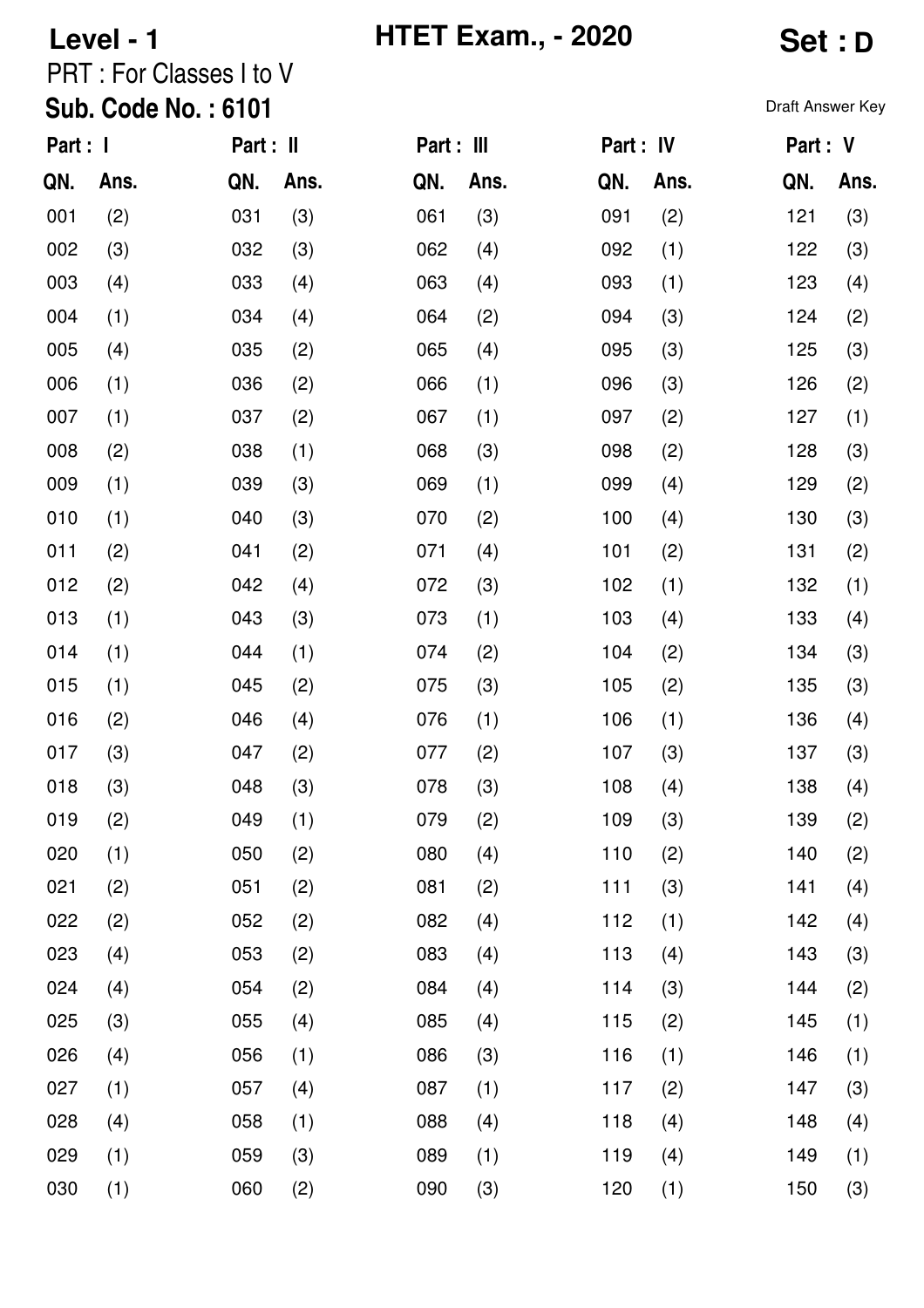**Level - 1** **HTET Exam., - 2020** **Set : D**

PRT : For Classes I to V

**Sub. Code No. : 6101**

Draft Answer Key

| Part : I | | Part : II | | Part : III | | Part : IV | | Part : V | |
|---|---|---|---|---|---|---|---|---|---|
| **QN.** | **Ans.** | **QN.** | **Ans.** | **QN.** | **Ans.** | **QN.** | **Ans.** | **QN.** | **Ans.** |
| 001 | (2) | 031 | (3) | 061 | (3) | 091 | (2) | 121 | (3) |
| 002 | (3) | 032 | (3) | 062 | (4) | 092 | (1) | 122 | (3) |
| 003 | (4) | 033 | (4) | 063 | (4) | 093 | (1) | 123 | (4) |
| 004 | (1) | 034 | (4) | 064 | (2) | 094 | (3) | 124 | (2) |
| 005 | (4) | 035 | (2) | 065 | (4) | 095 | (3) | 125 | (3) |
| 006 | (1) | 036 | (2) | 066 | (1) | 096 | (3) | 126 | (2) |
| 007 | (1) | 037 | (2) | 067 | (1) | 097 | (2) | 127 | (1) |
| 008 | (2) | 038 | (1) | 068 | (3) | 098 | (2) | 128 | (3) |
| 009 | (1) | 039 | (3) | 069 | (1) | 099 | (4) | 129 | (2) |
| 010 | (1) | 040 | (3) | 070 | (2) | 100 | (4) | 130 | (3) |
| 011 | (2) | 041 | (2) | 071 | (4) | 101 | (2) | 131 | (2) |
| 012 | (2) | 042 | (4) | 072 | (3) | 102 | (1) | 132 | (1) |
| 013 | (1) | 043 | (3) | 073 | (1) | 103 | (4) | 133 | (4) |
| 014 | (1) | 044 | (1) | 074 | (2) | 104 | (2) | 134 | (3) |
| 015 | (1) | 045 | (2) | 075 | (3) | 105 | (2) | 135 | (3) |
| 016 | (2) | 046 | (4) | 076 | (1) | 106 | (1) | 136 | (4) |
| 017 | (3) | 047 | (2) | 077 | (2) | 107 | (3) | 137 | (3) |
| 018 | (3) | 048 | (3) | 078 | (3) | 108 | (4) | 138 | (4) |
| 019 | (2) | 049 | (1) | 079 | (2) | 109 | (3) | 139 | (2) |
| 020 | (1) | 050 | (2) | 080 | (4) | 110 | (2) | 140 | (2) |
| 021 | (2) | 051 | (2) | 081 | (2) | 111 | (3) | 141 | (4) |
| 022 | (2) | 052 | (2) | 082 | (4) | 112 | (1) | 142 | (4) |
| 023 | (4) | 053 | (2) | 083 | (4) | 113 | (4) | 143 | (3) |
| 024 | (4) | 054 | (2) | 084 | (4) | 114 | (3) | 144 | (2) |
| 025 | (3) | 055 | (4) | 085 | (4) | 115 | (2) | 145 | (1) |
| 026 | (4) | 056 | (1) | 086 | (3) | 116 | (1) | 146 | (1) |
| 027 | (1) | 057 | (4) | 087 | (1) | 117 | (2) | 147 | (3) |
| 028 | (4) | 058 | (1) | 088 | (4) | 118 | (4) | 148 | (4) |
| 029 | (1) | 059 | (3) | 089 | (1) | 119 | (4) | 149 | (1) |
| 030 | (1) | 060 | (2) | 090 | (3) | 120 | (1) | 150 | (3) |